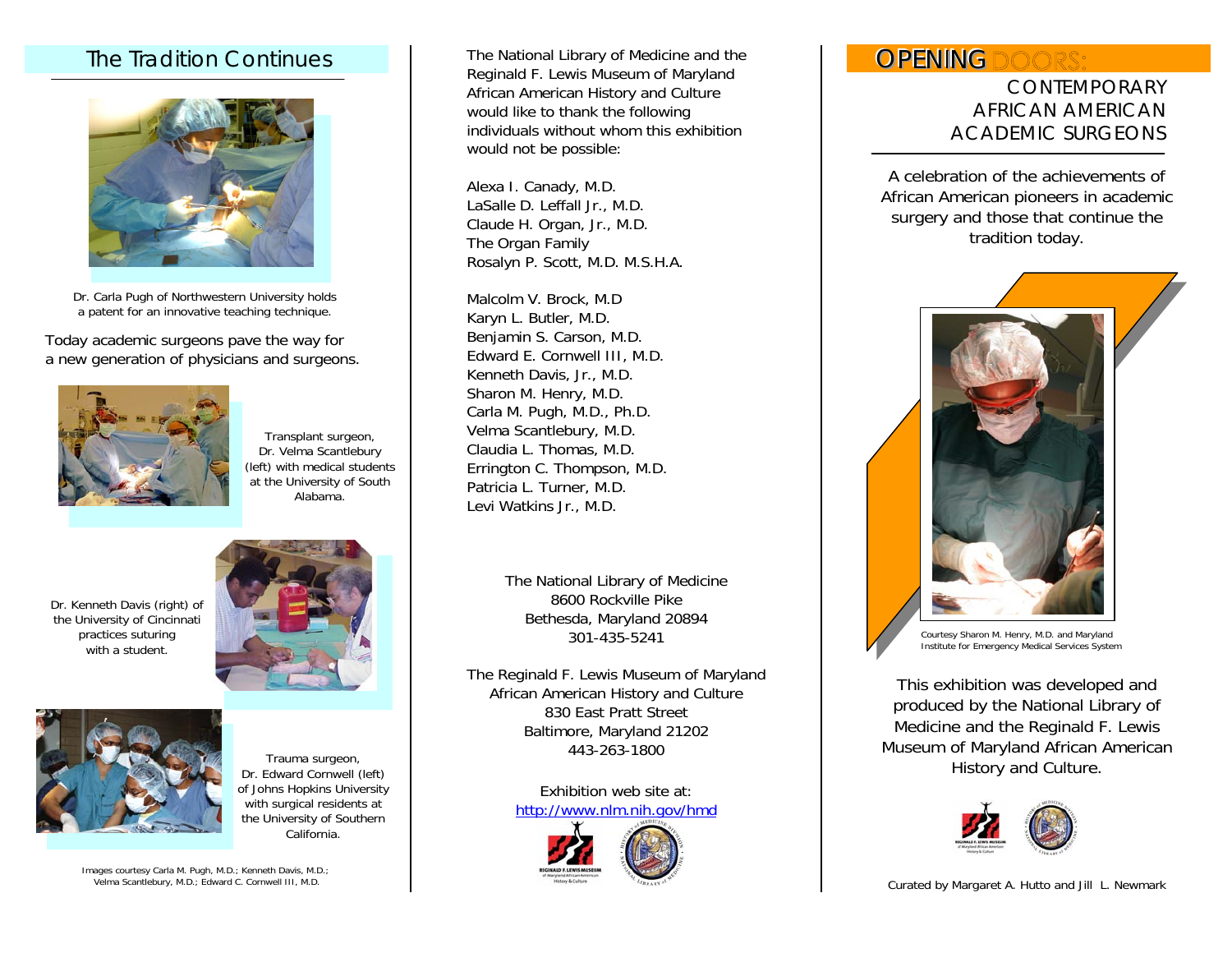## The Tradition Continues

Dr. Carla Pugh of Northwestern University holds a patent for an innovative teaching technique.

Today academic surgeons pave the way for a new generation of physicians and surgeons.

Transplant surgeon, Dr. Velma Scantlebury (left) with medical students at the University of South Alabama.

Dr. Kenneth Davis (right) of the University of Cincinnati practices suturing with a student.

Trauma surgeon, Dr. Edward Cornwell (left) of Johns Hopkins University with surgical residents at the University of Southern California.

Images courtesy Carla M. Pugh, M.D.; Kenneth Davis, M.D.; Velma Scantlebury, M.D.; Edward C. Cornwell III, M.D.

The National Library of Medicine and the Reginald F. Lewis Museum of Maryland African American History and Culture would like to thank the following individuals without whom this exhibition would not be possible:

Alexa I. Canady, M.D.
LaSalle D. Leffall Jr., M.D.
Claude H. Organ, Jr., M.D.
The Organ Family
Rosalyn P. Scott, M.D. M.S.H.A.

Malcolm V. Brock, M.D
Karyn L. Butler, M.D.
Benjamin S. Carson, M.D.
Edward E. Cornwell III, M.D.
Kenneth Davis, Jr., M.D.
Sharon M. Henry, M.D.
Carla M. Pugh, M.D., Ph.D.
Velma Scantlebury, M.D.
Claudia L. Thomas, M.D.
Errington C. Thompson, M.D.
Patricia L. Turner, M.D.
Levi Watkins Jr., M.D.

The National Library of Medicine
8600 Rockville Pike
Bethesda, Maryland 20894
301-435-5241

The Reginald F. Lewis Museum of Maryland African American History and Culture
830 East Pratt Street
Baltimore, Maryland 21202
443-263-1800

Exhibition web site at:
http://www.nlm.nih.gov/hmd

# OPENING DOORS:
## CONTEMPORARY AFRICAN AMERICAN ACADEMIC SURGEONS

A celebration of the achievements of African American pioneers in academic surgery and those that continue the tradition today.

Courtesy Sharon M. Henry, M.D. and Maryland Institute for Emergency Medical Services System

This exhibition was developed and produced by the National Library of Medicine and the Reginald F. Lewis Museum of Maryland African American History and Culture.

Curated by Margaret A. Hutto and Jill L. Newmark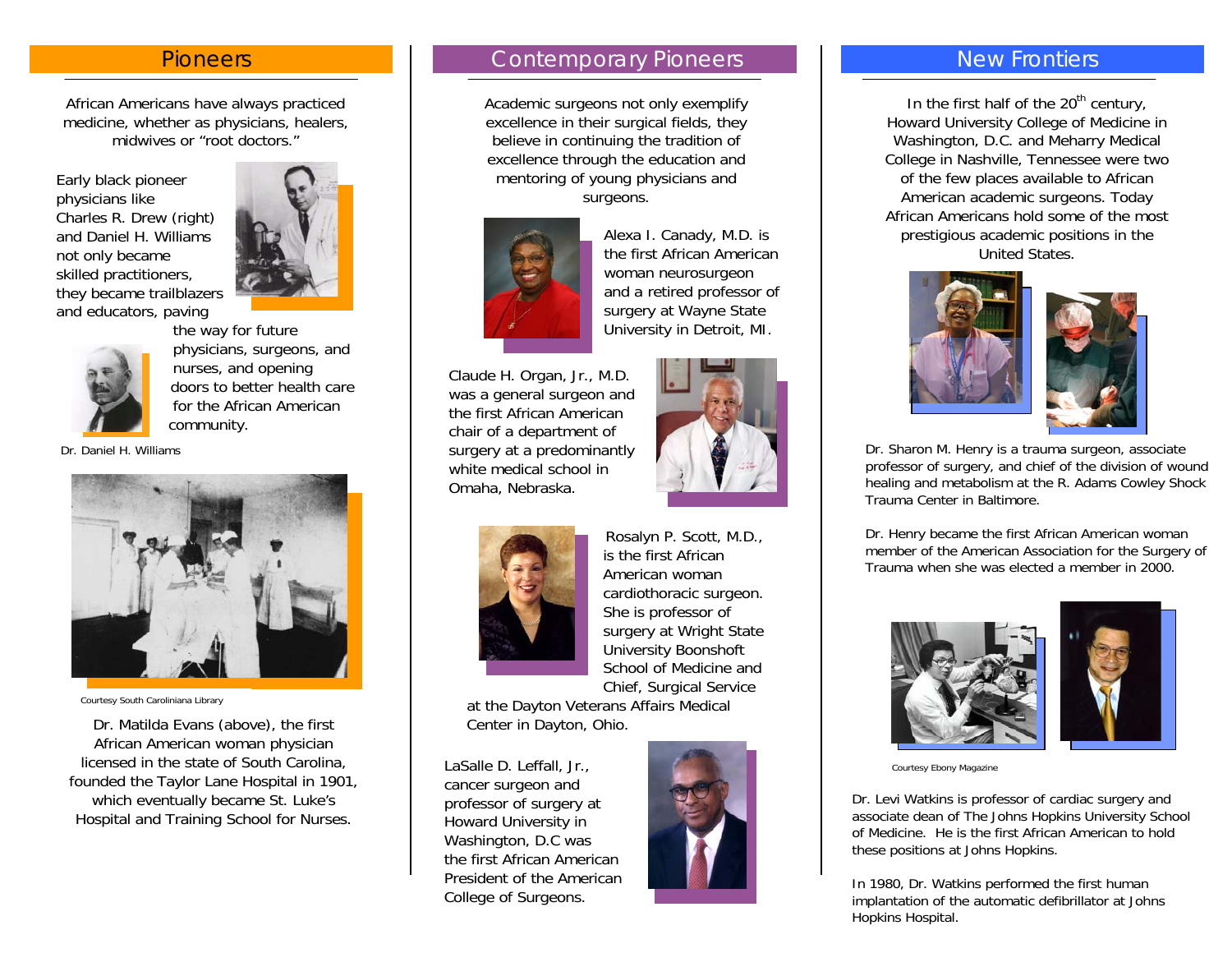## Pioneers

African Americans have always practiced medicine, whether as physicians, healers, midwives or "root doctors."

Early black pioneer physicians like Charles R. Drew (right) and Daniel H. Williams not only became skilled practitioners, they became trailblazers and educators, paving the way for future physicians, surgeons, and nurses, and opening doors to better health care for the African American community.

Dr. Daniel H. Williams

Courtesy South Caroliniana Library

Dr. Matilda Evans (above), the first African American woman physician licensed in the state of South Carolina, founded the Taylor Lane Hospital in 1901, which eventually became St. Luke's Hospital and Training School for Nurses.

## Contemporary Pioneers

Academic surgeons not only exemplify excellence in their surgical fields, they believe in continuing the tradition of excellence through the education and mentoring of young physicians and surgeons.

Alexa I. Canady, M.D. is the first African American woman neurosurgeon and a retired professor of surgery at Wayne State University in Detroit, MI.

Claude H. Organ, Jr., M.D. was a general surgeon and the first African American chair of a department of surgery at a predominantly white medical school in Omaha, Nebraska.

Rosalyn P. Scott, M.D., is the first African American woman cardiothoracic surgeon. She is professor of surgery at Wright State University Boonshoft School of Medicine and Chief, Surgical Service at the Dayton Veterans Affairs Medical Center in Dayton, Ohio.

LaSalle D. Leffall, Jr., cancer surgeon and professor of surgery at Howard University in Washington, D.C was the first African American President of the American College of Surgeons.

## New Frontiers

In the first half of the 20th century, Howard University College of Medicine in Washington, D.C. and Meharry Medical College in Nashville, Tennessee were two of the few places available to African American academic surgeons. Today African Americans hold some of the most prestigious academic positions in the United States.

Dr. Sharon M. Henry is a trauma surgeon, associate professor of surgery, and chief of the division of wound healing and metabolism at the R. Adams Cowley Shock Trauma Center in Baltimore.

Dr. Henry became the first African American woman member of the American Association for the Surgery of Trauma when she was elected a member in 2000.

Courtesy Ebony Magazine

Dr. Levi Watkins is professor of cardiac surgery and associate dean of The Johns Hopkins University School of Medicine. He is the first African American to hold these positions at Johns Hopkins.

In 1980, Dr. Watkins performed the first human implantation of the automatic defibrillator at Johns Hopkins Hospital.